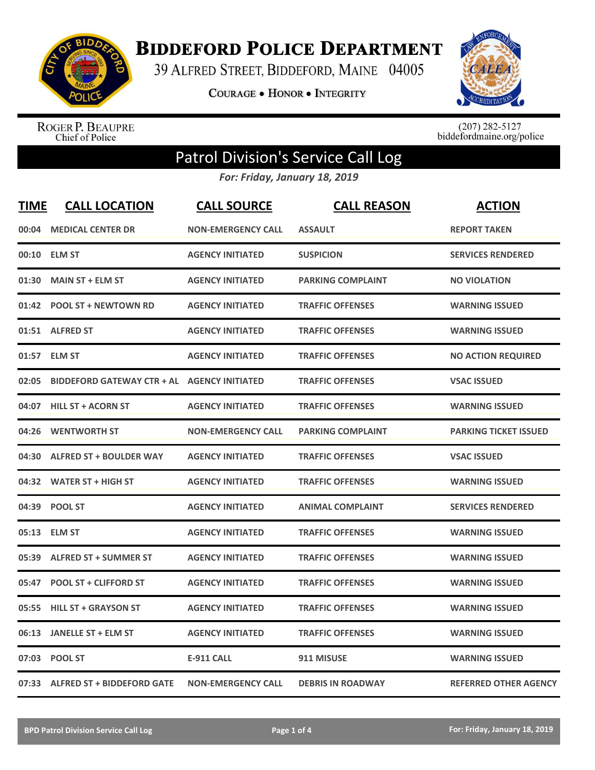# Biddeford Police Department

39 Alfred Street, Biddeford, Maine 04005

**Courage • Honor • Integrity**

Roger P. Beaupre
Chief of Police

(207) 282-5127
biddefordmaine.org/police

## Patrol Division's Service Call Log

***For: Friday, January 18, 2019***

| TIME | CALL LOCATION | CALL SOURCE | CALL REASON | ACTION |
|---|---|---|---|---|
| 00:04 | MEDICAL CENTER DR | NON-EMERGENCY CALL | ASSAULT | REPORT TAKEN |
| 00:10 | ELM ST | AGENCY INITIATED | SUSPICION | SERVICES RENDERED |
| 01:30 | MAIN ST + ELM ST | AGENCY INITIATED | PARKING COMPLAINT | NO VIOLATION |
| 01:42 | POOL ST + NEWTOWN RD | AGENCY INITIATED | TRAFFIC OFFENSES | WARNING ISSUED |
| 01:51 | ALFRED ST | AGENCY INITIATED | TRAFFIC OFFENSES | WARNING ISSUED |
| 01:57 | ELM ST | AGENCY INITIATED | TRAFFIC OFFENSES | NO ACTION REQUIRED |
| 02:05 | BIDDEFORD GATEWAY CTR + AL | AGENCY INITIATED | TRAFFIC OFFENSES | VSAC ISSUED |
| 04:07 | HILL ST + ACORN ST | AGENCY INITIATED | TRAFFIC OFFENSES | WARNING ISSUED |
| 04:26 | WENTWORTH ST | NON-EMERGENCY CALL | PARKING COMPLAINT | PARKING TICKET ISSUED |
| 04:30 | ALFRED ST + BOULDER WAY | AGENCY INITIATED | TRAFFIC OFFENSES | VSAC ISSUED |
| 04:32 | WATER ST + HIGH ST | AGENCY INITIATED | TRAFFIC OFFENSES | WARNING ISSUED |
| 04:39 | POOL ST | AGENCY INITIATED | ANIMAL COMPLAINT | SERVICES RENDERED |
| 05:13 | ELM ST | AGENCY INITIATED | TRAFFIC OFFENSES | WARNING ISSUED |
| 05:39 | ALFRED ST + SUMMER ST | AGENCY INITIATED | TRAFFIC OFFENSES | WARNING ISSUED |
| 05:47 | POOL ST + CLIFFORD ST | AGENCY INITIATED | TRAFFIC OFFENSES | WARNING ISSUED |
| 05:55 | HILL ST + GRAYSON ST | AGENCY INITIATED | TRAFFIC OFFENSES | WARNING ISSUED |
| 06:13 | JANELLE ST + ELM ST | AGENCY INITIATED | TRAFFIC OFFENSES | WARNING ISSUED |
| 07:03 | POOL ST | E-911 CALL | 911 MISUSE | WARNING ISSUED |
| 07:33 | ALFRED ST + BIDDEFORD GATE | NON-EMERGENCY CALL | DEBRIS IN ROADWAY | REFERRED OTHER AGENCY |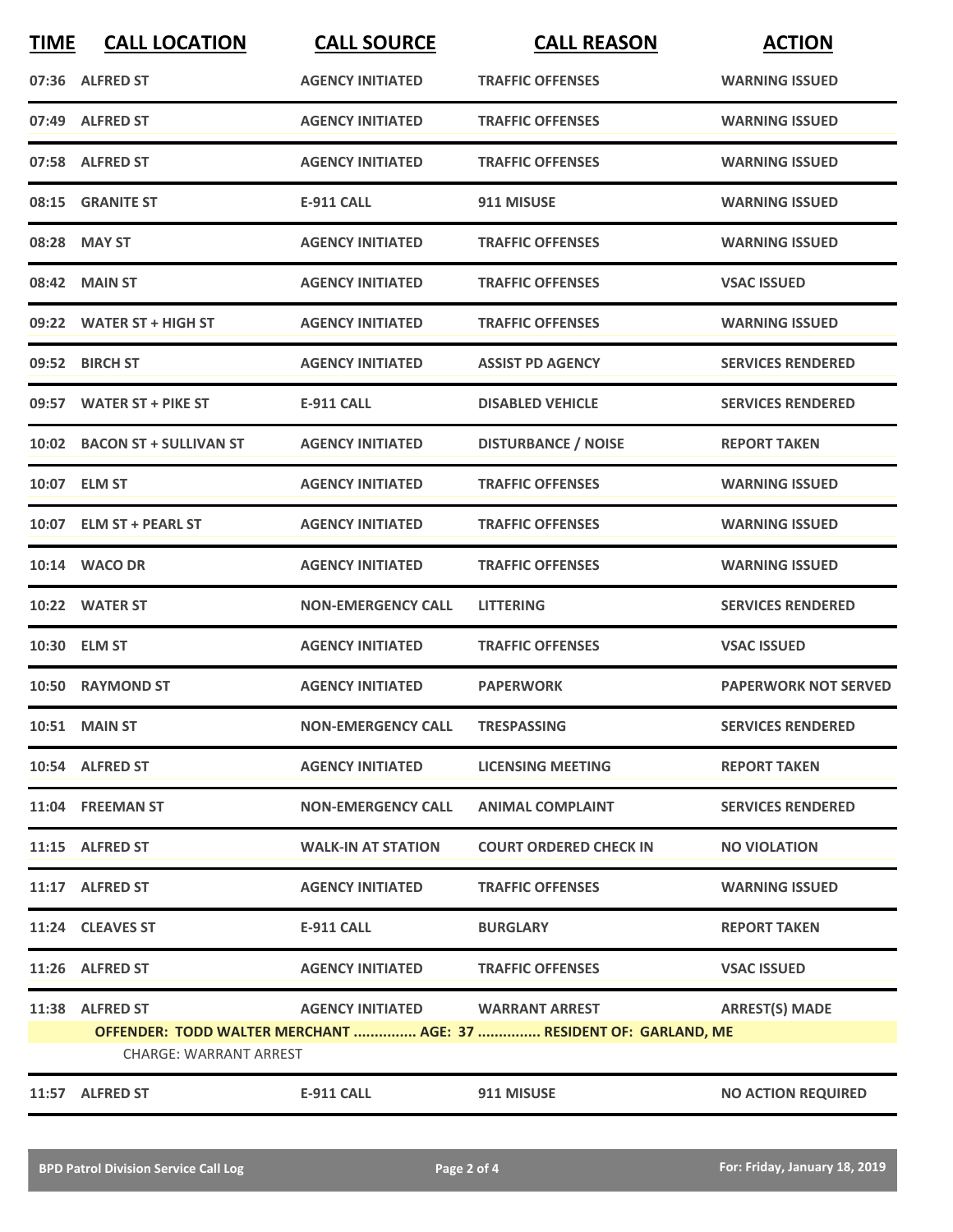| TIME | CALL LOCATION | CALL SOURCE | CALL REASON | ACTION |
|---|---|---|---|---|
| 07:36 | ALFRED ST | AGENCY INITIATED | TRAFFIC OFFENSES | WARNING ISSUED |
| 07:49 | ALFRED ST | AGENCY INITIATED | TRAFFIC OFFENSES | WARNING ISSUED |
| 07:58 | ALFRED ST | AGENCY INITIATED | TRAFFIC OFFENSES | WARNING ISSUED |
| 08:15 | GRANITE ST | E-911 CALL | 911 MISUSE | WARNING ISSUED |
| 08:28 | MAY ST | AGENCY INITIATED | TRAFFIC OFFENSES | WARNING ISSUED |
| 08:42 | MAIN ST | AGENCY INITIATED | TRAFFIC OFFENSES | VSAC ISSUED |
| 09:22 | WATER ST + HIGH ST | AGENCY INITIATED | TRAFFIC OFFENSES | WARNING ISSUED |
| 09:52 | BIRCH ST | AGENCY INITIATED | ASSIST PD AGENCY | SERVICES RENDERED |
| 09:57 | WATER ST + PIKE ST | E-911 CALL | DISABLED VEHICLE | SERVICES RENDERED |
| 10:02 | BACON ST + SULLIVAN ST | AGENCY INITIATED | DISTURBANCE / NOISE | REPORT TAKEN |
| 10:07 | ELM ST | AGENCY INITIATED | TRAFFIC OFFENSES | WARNING ISSUED |
| 10:07 | ELM ST + PEARL ST | AGENCY INITIATED | TRAFFIC OFFENSES | WARNING ISSUED |
| 10:14 | WACO DR | AGENCY INITIATED | TRAFFIC OFFENSES | WARNING ISSUED |
| 10:22 | WATER ST | NON-EMERGENCY CALL | LITTERING | SERVICES RENDERED |
| 10:30 | ELM ST | AGENCY INITIATED | TRAFFIC OFFENSES | VSAC ISSUED |
| 10:50 | RAYMOND ST | AGENCY INITIATED | PAPERWORK | PAPERWORK NOT SERVED |
| 10:51 | MAIN ST | NON-EMERGENCY CALL | TRESPASSING | SERVICES RENDERED |
| 10:54 | ALFRED ST | AGENCY INITIATED | LICENSING MEETING | REPORT TAKEN |
| 11:04 | FREEMAN ST | NON-EMERGENCY CALL | ANIMAL COMPLAINT | SERVICES RENDERED |
| 11:15 | ALFRED ST | WALK-IN AT STATION | COURT ORDERED CHECK IN | NO VIOLATION |
| 11:17 | ALFRED ST | AGENCY INITIATED | TRAFFIC OFFENSES | WARNING ISSUED |
| 11:24 | CLEAVES ST | E-911 CALL | BURGLARY | REPORT TAKEN |
| 11:26 | ALFRED ST | AGENCY INITIATED | TRAFFIC OFFENSES | VSAC ISSUED |
| 11:38 | ALFRED ST | AGENCY INITIATED | WARRANT ARREST | ARREST(S) MADE |
| | OFFENDER: TODD WALTER MERCHANT ............... AGE: 37 ............... RESIDENT OF: GARLAND, ME | | | |
| | CHARGE: WARRANT ARREST | | | |
| 11:57 | ALFRED ST | E-911 CALL | 911 MISUSE | NO ACTION REQUIRED |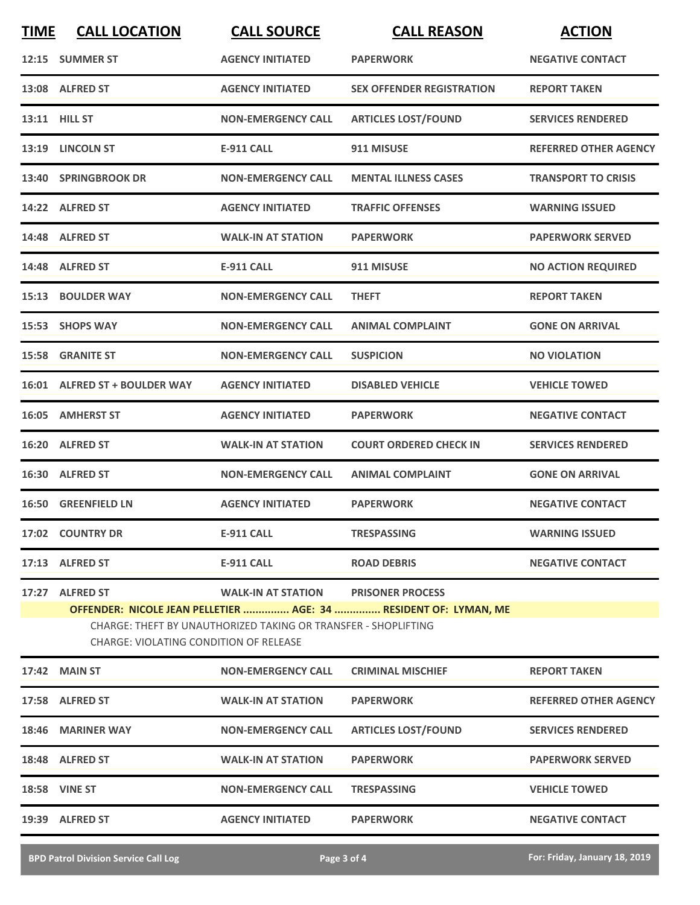| TIME | CALL LOCATION | CALL SOURCE | CALL REASON | ACTION |
|---|---|---|---|---|
| 12:15 | SUMMER ST | AGENCY INITIATED | PAPERWORK | NEGATIVE CONTACT |
| 13:08 | ALFRED ST | AGENCY INITIATED | SEX OFFENDER REGISTRATION | REPORT TAKEN |
| 13:11 | HILL ST | NON-EMERGENCY CALL | ARTICLES LOST/FOUND | SERVICES RENDERED |
| 13:19 | LINCOLN ST | E-911 CALL | 911 MISUSE | REFERRED OTHER AGENCY |
| 13:40 | SPRINGBROOK DR | NON-EMERGENCY CALL | MENTAL ILLNESS CASES | TRANSPORT TO CRISIS |
| 14:22 | ALFRED ST | AGENCY INITIATED | TRAFFIC OFFENSES | WARNING ISSUED |
| 14:48 | ALFRED ST | WALK-IN AT STATION | PAPERWORK | PAPERWORK SERVED |
| 14:48 | ALFRED ST | E-911 CALL | 911 MISUSE | NO ACTION REQUIRED |
| 15:13 | BOULDER WAY | NON-EMERGENCY CALL | THEFT | REPORT TAKEN |
| 15:53 | SHOPS WAY | NON-EMERGENCY CALL | ANIMAL COMPLAINT | GONE ON ARRIVAL |
| 15:58 | GRANITE ST | NON-EMERGENCY CALL | SUSPICION | NO VIOLATION |
| 16:01 | ALFRED ST + BOULDER WAY | AGENCY INITIATED | DISABLED VEHICLE | VEHICLE TOWED |
| 16:05 | AMHERST ST | AGENCY INITIATED | PAPERWORK | NEGATIVE CONTACT |
| 16:20 | ALFRED ST | WALK-IN AT STATION | COURT ORDERED CHECK IN | SERVICES RENDERED |
| 16:30 | ALFRED ST | NON-EMERGENCY CALL | ANIMAL COMPLAINT | GONE ON ARRIVAL |
| 16:50 | GREENFIELD LN | AGENCY INITIATED | PAPERWORK | NEGATIVE CONTACT |
| 17:02 | COUNTRY DR | E-911 CALL | TRESPASSING | WARNING ISSUED |
| 17:13 | ALFRED ST | E-911 CALL | ROAD DEBRIS | NEGATIVE CONTACT |
| 17:27 | ALFRED ST | WALK-IN AT STATION | PRISONER PROCESS | |

**OFFENDER: NICOLE JEAN PELLETIER ............... AGE: 34 ............... RESIDENT OF: LYMAN, ME**

CHARGE: THEFT BY UNAUTHORIZED TAKING OR TRANSFER - SHOPLIFTING

CHARGE: VIOLATING CONDITION OF RELEASE

| TIME | CALL LOCATION | CALL SOURCE | CALL REASON | ACTION |
|---|---|---|---|---|
| 17:42 | MAIN ST | NON-EMERGENCY CALL | CRIMINAL MISCHIEF | REPORT TAKEN |
| 17:58 | ALFRED ST | WALK-IN AT STATION | PAPERWORK | REFERRED OTHER AGENCY |
| 18:46 | MARINER WAY | NON-EMERGENCY CALL | ARTICLES LOST/FOUND | SERVICES RENDERED |
| 18:48 | ALFRED ST | WALK-IN AT STATION | PAPERWORK | PAPERWORK SERVED |
| 18:58 | VINE ST | NON-EMERGENCY CALL | TRESPASSING | VEHICLE TOWED |
| 19:39 | ALFRED ST | AGENCY INITIATED | PAPERWORK | NEGATIVE CONTACT |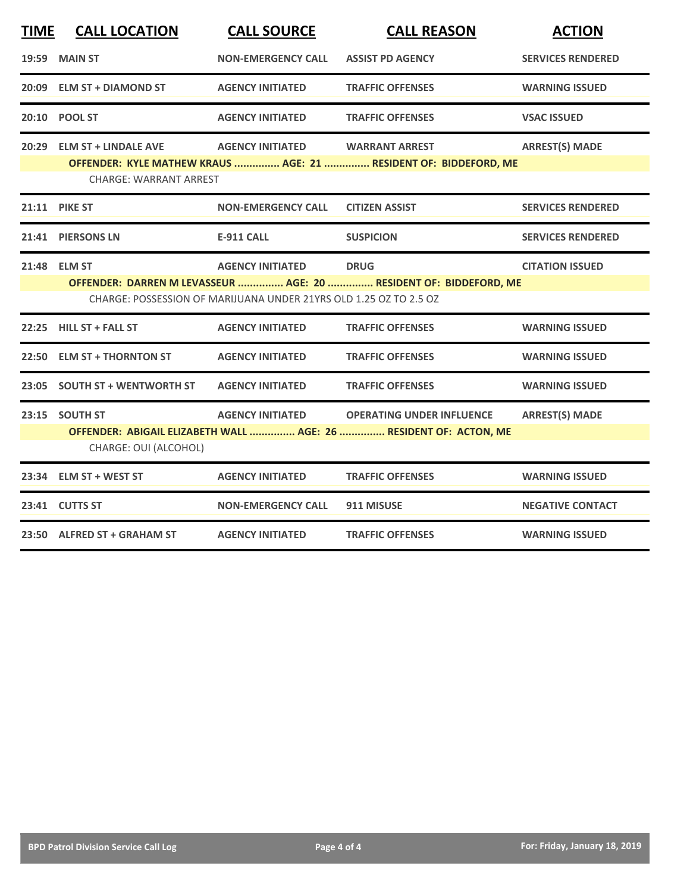| TIME | CALL LOCATION | CALL SOURCE | CALL REASON | ACTION |
|---|---|---|---|---|
| 19:59 | MAIN ST | NON-EMERGENCY CALL | ASSIST PD AGENCY | SERVICES RENDERED |
| 20:09 | ELM ST + DIAMOND ST | AGENCY INITIATED | TRAFFIC OFFENSES | WARNING ISSUED |
| 20:10 | POOL ST | AGENCY INITIATED | TRAFFIC OFFENSES | VSAC ISSUED |
| 20:29 | ELM ST + LINDALE AVE | AGENCY INITIATED | WARRANT ARREST | ARREST(S) MADE |
| | OFFENDER: KYLE MATHEW KRAUS ............... AGE: 21 ............... RESIDENT OF: BIDDEFORD, ME | | | |
| | CHARGE: WARRANT ARREST | | | |
| 21:11 | PIKE ST | NON-EMERGENCY CALL | CITIZEN ASSIST | SERVICES RENDERED |
| 21:41 | PIERSONS LN | E-911 CALL | SUSPICION | SERVICES RENDERED |
| 21:48 | ELM ST | AGENCY INITIATED | DRUG | CITATION ISSUED |
| | OFFENDER: DARREN M LEVASSEUR ............... AGE: 20 ............... RESIDENT OF: BIDDEFORD, ME | | | |
| | CHARGE: POSSESSION OF MARIJUANA UNDER 21YRS OLD 1.25 OZ TO 2.5 OZ | | | |
| 22:25 | HILL ST + FALL ST | AGENCY INITIATED | TRAFFIC OFFENSES | WARNING ISSUED |
| 22:50 | ELM ST + THORNTON ST | AGENCY INITIATED | TRAFFIC OFFENSES | WARNING ISSUED |
| 23:05 | SOUTH ST + WENTWORTH ST | AGENCY INITIATED | TRAFFIC OFFENSES | WARNING ISSUED |
| 23:15 | SOUTH ST | AGENCY INITIATED | OPERATING UNDER INFLUENCE | ARREST(S) MADE |
| | OFFENDER: ABIGAIL ELIZABETH WALL ............... AGE: 26 ............... RESIDENT OF: ACTON, ME | | | |
| | CHARGE: OUI (ALCOHOL) | | | |
| 23:34 | ELM ST + WEST ST | AGENCY INITIATED | TRAFFIC OFFENSES | WARNING ISSUED |
| 23:41 | CUTTS ST | NON-EMERGENCY CALL | 911 MISUSE | NEGATIVE CONTACT |
| 23:50 | ALFRED ST + GRAHAM ST | AGENCY INITIATED | TRAFFIC OFFENSES | WARNING ISSUED |